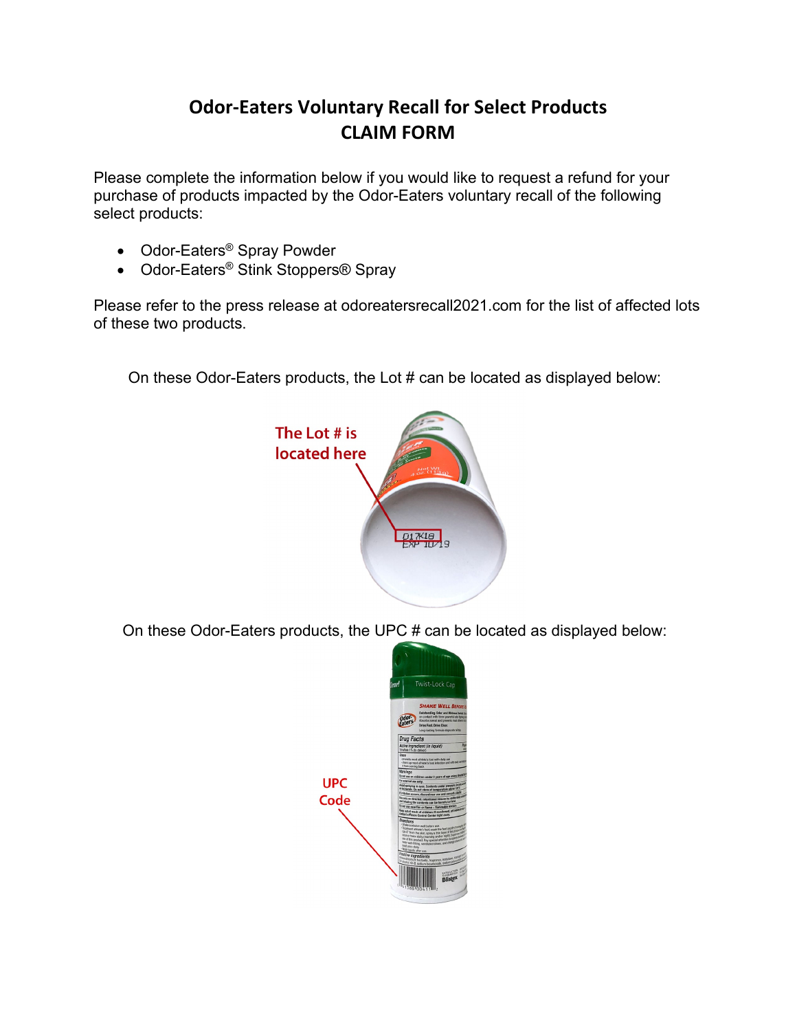# Odor-Eaters Voluntary Recall for Select Products
# CLAIM FORM

Please complete the information below if you would like to request a refund for your purchase of products impacted by the Odor-Eaters voluntary recall of the following select products:

- Odor-Eaters® Spray Powder
- Odor-Eaters® Stink Stoppers® Spray

Please refer to the press release at odoreatersrecall2021.com for the list of affected lots of these two products.

On these Odor-Eaters products, the Lot # can be located as displayed below:

On these Odor-Eaters products, the UPC # can be located as displayed below: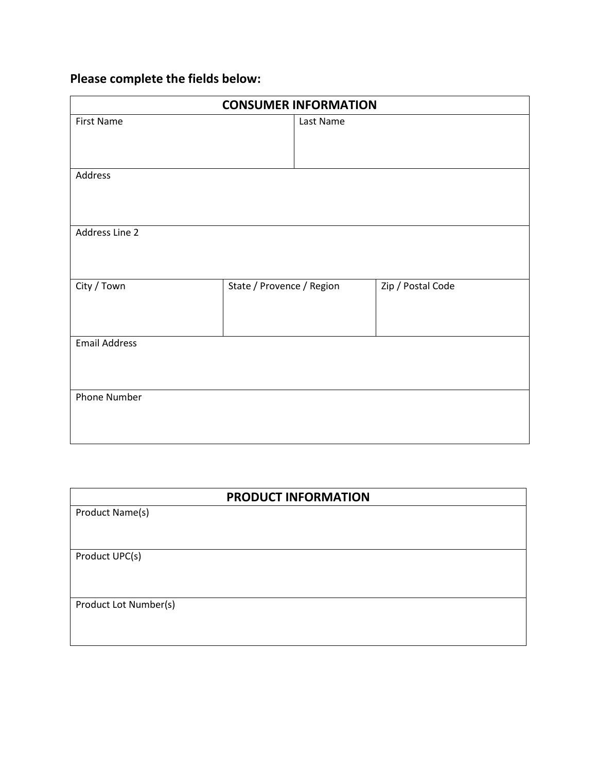## Please complete the fields below:

| CONSUMER INFORMATION | | |
|---|---|---|
| First Name | Last Name | |
| Address | | |
| Address Line 2 | | |
| City / Town | State / Provence / Region | Zip / Postal Code |
| Email Address | | |
| Phone Number | | |

| PRODUCT INFORMATION |
|---|
| Product Name(s) |
| Product UPC(s) |
| Product Lot Number(s) |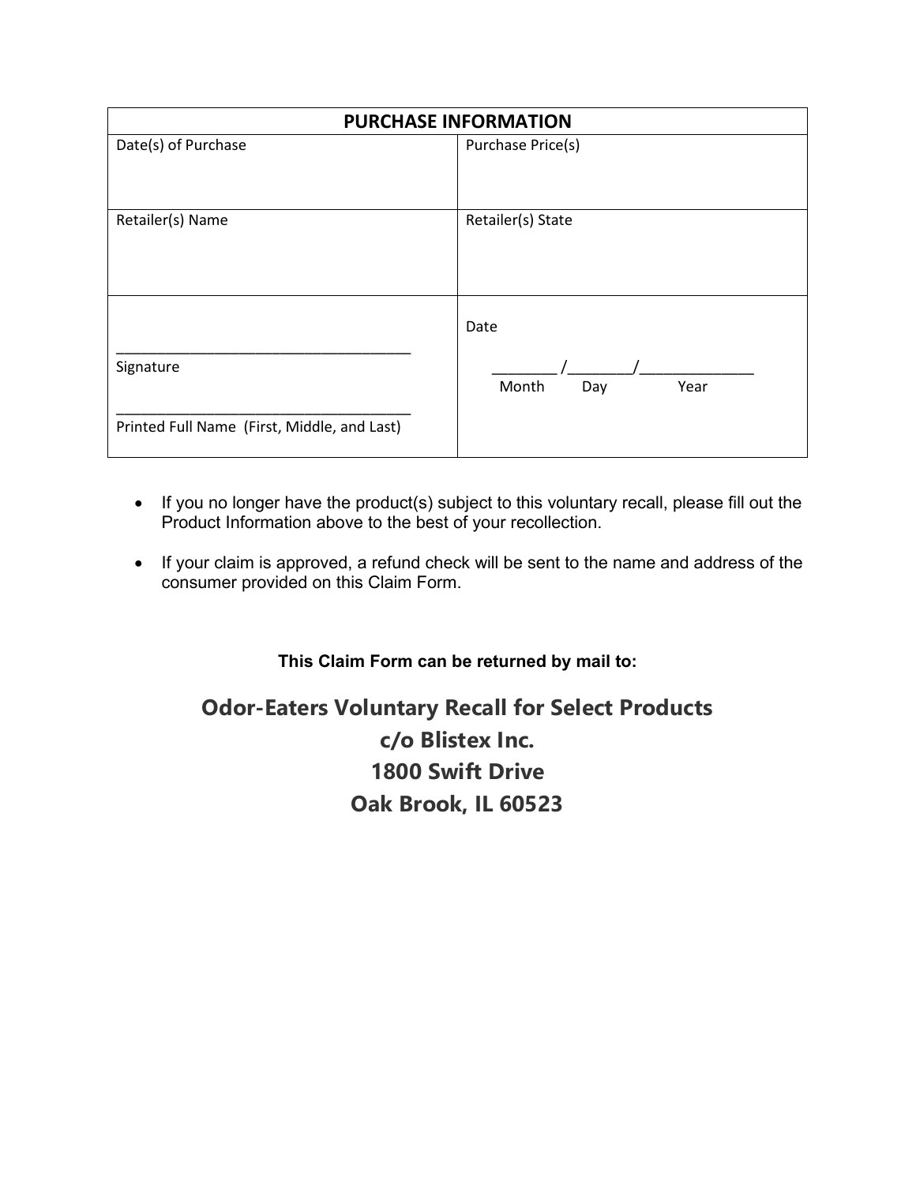| PURCHASE INFORMATION | |
| --- | --- |
| Date(s) of Purchase | Purchase Price(s) |
| Retailer(s) Name | Retailer(s) State |
| _____________________________________<br>Signature<br><br>_____________________________________<br>Printed Full Name (First, Middle, and Last) | Date<br><br>________ /________/______________<br>Month Day Year |

- If you no longer have the product(s) subject to this voluntary recall, please fill out the Product Information above to the best of your recollection.

- If your claim is approved, a refund check will be sent to the name and address of the consumer provided on this Claim Form.

**This Claim Form can be returned by mail to:**

**Odor-Eaters Voluntary Recall for Select Products**
**c/o Blistex Inc.**
**1800 Swift Drive**
**Oak Brook, IL 60523**